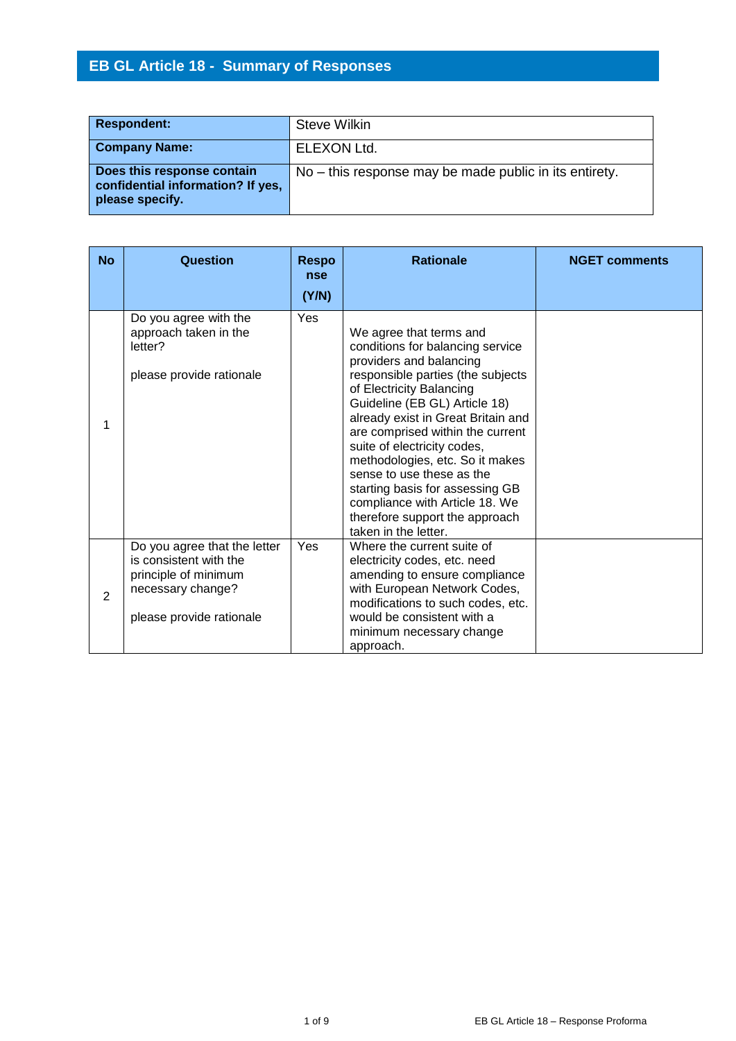## EB GL Article 18 - Summary of Responses

| **Respondent:** | Steve Wilkin |
|---|---|
| **Company Name:** | ELEXON Ltd. |
| **Does this response contain confidential information? If yes, please specify.** | No – this response may be made public in its entirety. |

| No | Question | Response (Y/N) | Rationale | NGET comments |
|---|---|---|---|---|
| 1 | Do you agree with the approach taken in the letter?<br><br>please provide rationale | Yes | We agree that terms and conditions for balancing service providers and balancing responsible parties (the subjects of Electricity Balancing Guideline (EB GL) Article 18) already exist in Great Britain and are comprised within the current suite of electricity codes, methodologies, etc. So it makes sense to use these as the starting basis for assessing GB compliance with Article 18. We therefore support the approach taken in the letter. | |
| 2 | Do you agree that the letter is consistent with the principle of minimum necessary change?<br><br>please provide rationale | Yes | Where the current suite of electricity codes, etc. need amending to ensure compliance with European Network Codes, modifications to such codes, etc. would be consistent with a minimum necessary change approach. | |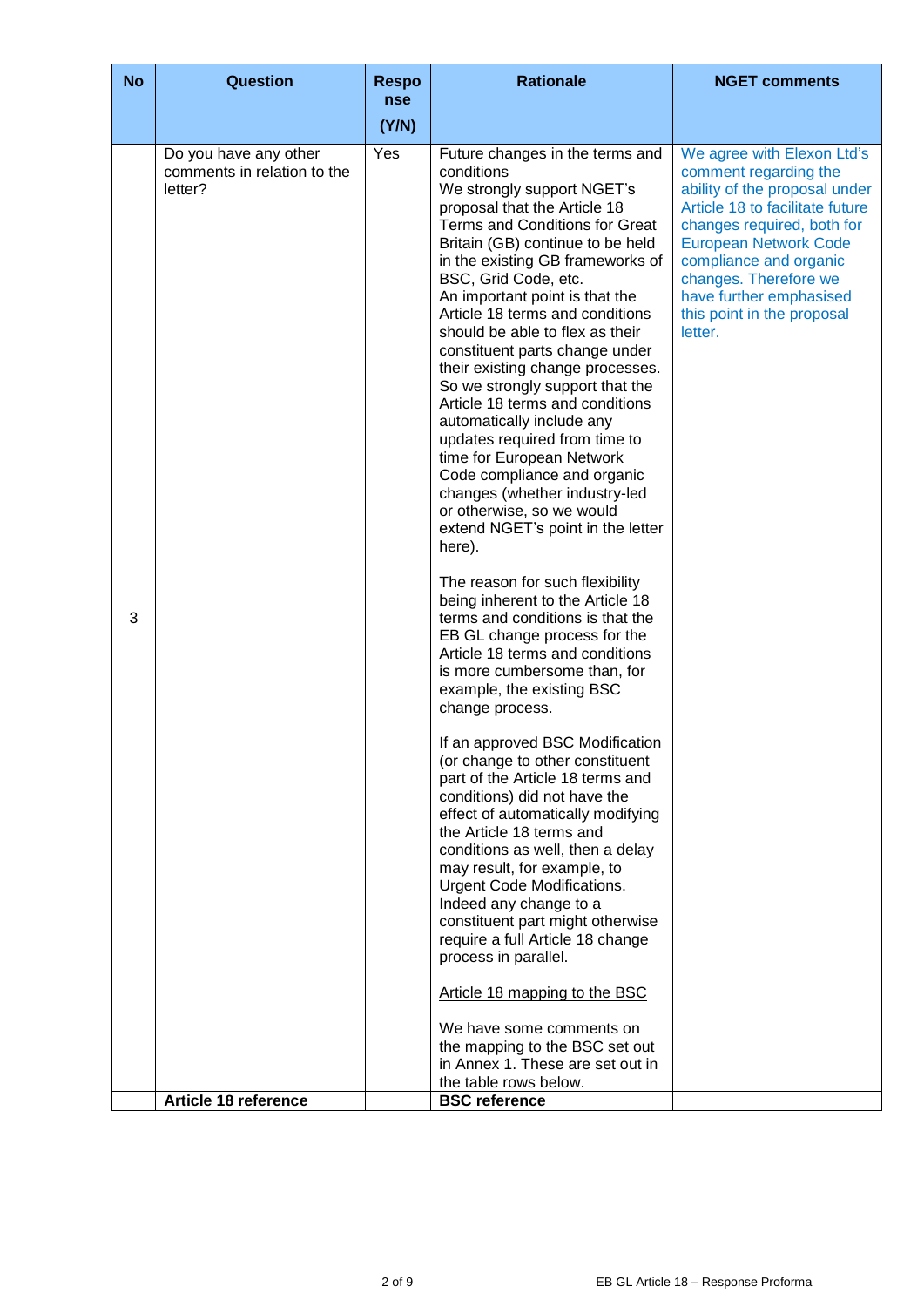| No | Question | Response (Y/N) | Rationale | NGET comments |
|---|---|---|---|---|
| 3 | Do you have any other comments in relation to the letter? | Yes | <u>Future changes in the terms and conditions</u><br>We strongly support NGET's proposal that the Article 18 Terms and Conditions for Great Britain (GB) continue to be held in the existing GB frameworks of BSC, Grid Code, etc.<br>An important point is that the Article 18 terms and conditions should be able to flex as their constituent parts change under their existing change processes. So we strongly support that the Article 18 terms and conditions automatically include any updates required from time to time for European Network Code compliance and organic changes (whether industry-led or otherwise, so we would extend NGET's point in the letter here).<br><br>The reason for such flexibility being inherent to the Article 18 terms and conditions is that the EB GL change process for the Article 18 terms and conditions is more cumbersome than, for example, the existing BSC change process.<br><br>If an approved BSC Modification (or change to other constituent part of the Article 18 terms and conditions) did not have the effect of automatically modifying the Article 18 terms and conditions as well, then a delay may result, for example, to Urgent Code Modifications. Indeed any change to a constituent part might otherwise require a full Article 18 change process in parallel.<br><br><u>Article 18 mapping to the BSC</u><br><br>We have some comments on the mapping to the BSC set out in Annex 1. These are set out in the table rows below. | We agree with Elexon Ltd's comment regarding the ability of the proposal under Article 18 to facilitate future changes required, both for European Network Code compliance and organic changes. Therefore we have further emphasised this point in the proposal letter. |
| | **Article 18 reference** | | **BSC reference** | |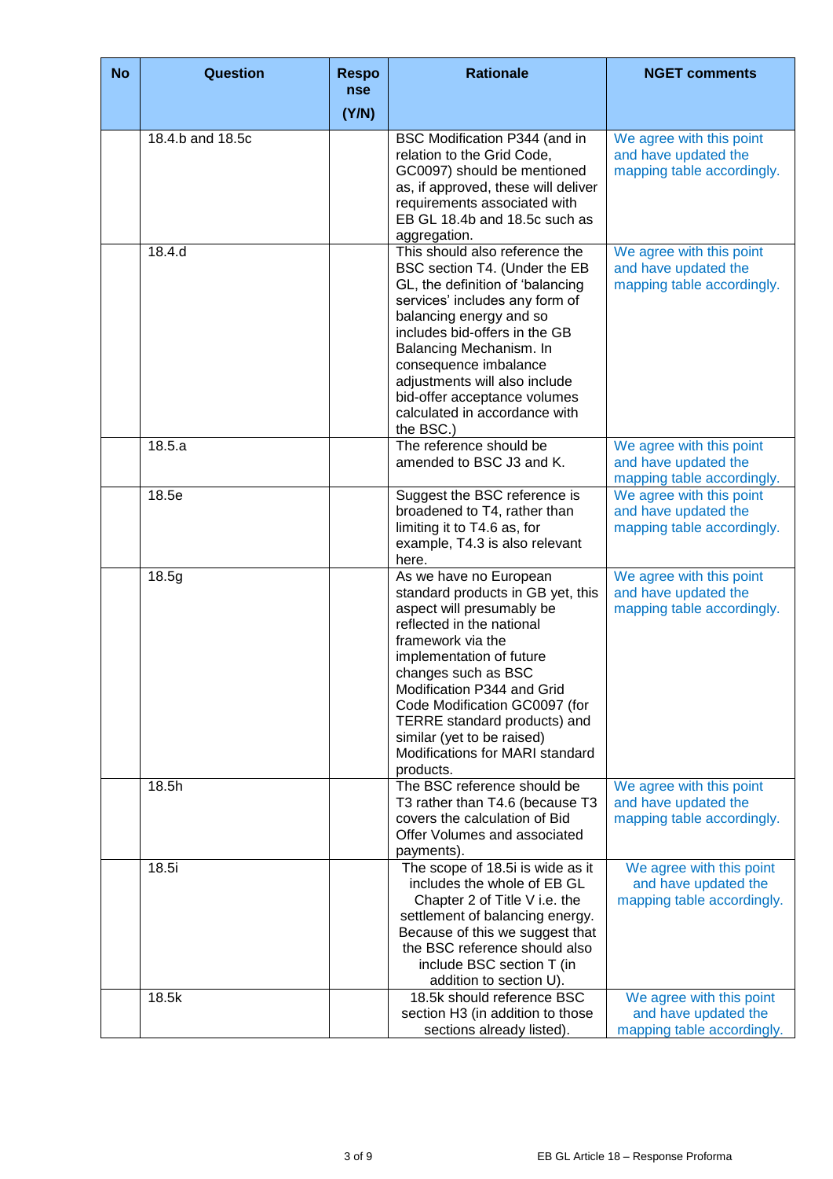| No | Question | Response (Y/N) | Rationale | NGET comments |
|---|---|---|---|---|
| | 18.4.b and 18.5c | | BSC Modification P344 (and in relation to the Grid Code, GC0097) should be mentioned as, if approved, these will deliver requirements associated with EB GL 18.4b and 18.5c such as aggregation. | We agree with this point and have updated the mapping table accordingly. |
| | 18.4.d | | This should also reference the BSC section T4. (Under the EB GL, the definition of 'balancing services' includes any form of balancing energy and so includes bid-offers in the GB Balancing Mechanism. In consequence imbalance adjustments will also include bid-offer acceptance volumes calculated in accordance with the BSC.) | We agree with this point and have updated the mapping table accordingly. |
| | 18.5.a | | The reference should be amended to BSC J3 and K. | We agree with this point and have updated the mapping table accordingly. |
| | 18.5e | | Suggest the BSC reference is broadened to T4, rather than limiting it to T4.6 as, for example, T4.3 is also relevant here. | We agree with this point and have updated the mapping table accordingly. |
| | 18.5g | | As we have no European standard products in GB yet, this aspect will presumably be reflected in the national framework via the implementation of future changes such as BSC Modification P344 and Grid Code Modification GC0097 (for TERRE standard products) and similar (yet to be raised) Modifications for MARI standard products. | We agree with this point and have updated the mapping table accordingly. |
| | 18.5h | | The BSC reference should be T3 rather than T4.6 (because T3 covers the calculation of Bid Offer Volumes and associated payments). | We agree with this point and have updated the mapping table accordingly. |
| | 18.5i | | The scope of 18.5i is wide as it includes the whole of EB GL Chapter 2 of Title V i.e. the settlement of balancing energy. Because of this we suggest that the BSC reference should also include BSC section T (in addition to section U). | We agree with this point and have updated the mapping table accordingly. |
| | 18.5k | | 18.5k should reference BSC section H3 (in addition to those sections already listed). | We agree with this point and have updated the mapping table accordingly. |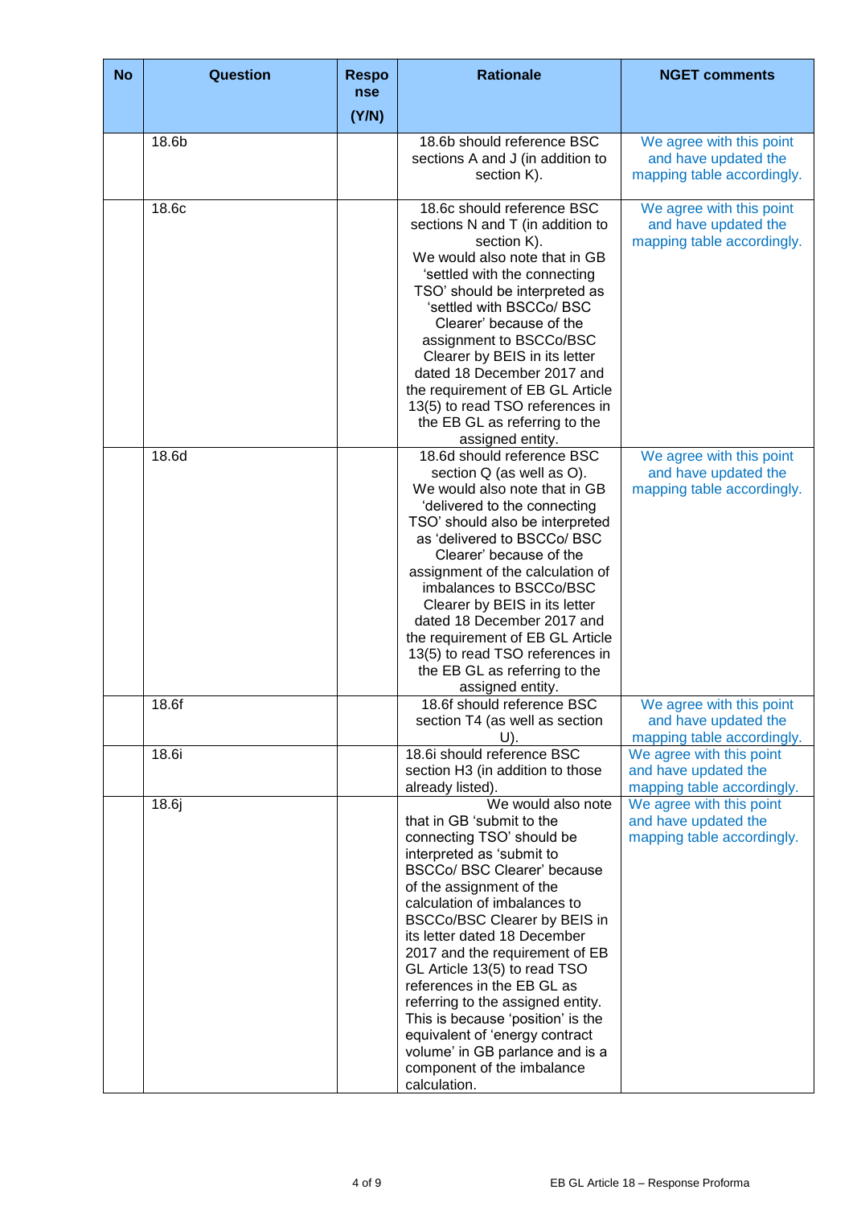| No | Question | Response (Y/N) | Rationale | NGET comments |
|---|---|---|---|---|
| | 18.6b | | 18.6b should reference BSC sections A and J (in addition to section K). | We agree with this point and have updated the mapping table accordingly. |
| | 18.6c | | 18.6c should reference BSC sections N and T (in addition to section K). We would also note that in GB 'settled with the connecting TSO' should be interpreted as 'settled with BSCCo/ BSC Clearer' because of the assignment to BSCCo/BSC Clearer by BEIS in its letter dated 18 December 2017 and the requirement of EB GL Article 13(5) to read TSO references in the EB GL as referring to the assigned entity. | We agree with this point and have updated the mapping table accordingly. |
| | 18.6d | | 18.6d should reference BSC section Q (as well as O). We would also note that in GB 'delivered to the connecting TSO' should also be interpreted as 'delivered to BSCCo/ BSC Clearer' because of the assignment of the calculation of imbalances to BSCCo/BSC Clearer by BEIS in its letter dated 18 December 2017 and the requirement of EB GL Article 13(5) to read TSO references in the EB GL as referring to the assigned entity. | We agree with this point and have updated the mapping table accordingly. |
| | 18.6f | | 18.6f should reference BSC section T4 (as well as section U). | We agree with this point and have updated the mapping table accordingly. |
| | 18.6i | | 18.6i should reference BSC section H3 (in addition to those already listed). | We agree with this point and have updated the mapping table accordingly. |
| | 18.6j | | We would also note that in GB 'submit to the connecting TSO' should be interpreted as 'submit to BSCCo/ BSC Clearer' because of the assignment of the calculation of imbalances to BSCCo/BSC Clearer by BEIS in its letter dated 18 December 2017 and the requirement of EB GL Article 13(5) to read TSO references in the EB GL as referring to the assigned entity. This is because 'position' is the equivalent of 'energy contract volume' in GB parlance and is a component of the imbalance calculation. | We agree with this point and have updated the mapping table accordingly. |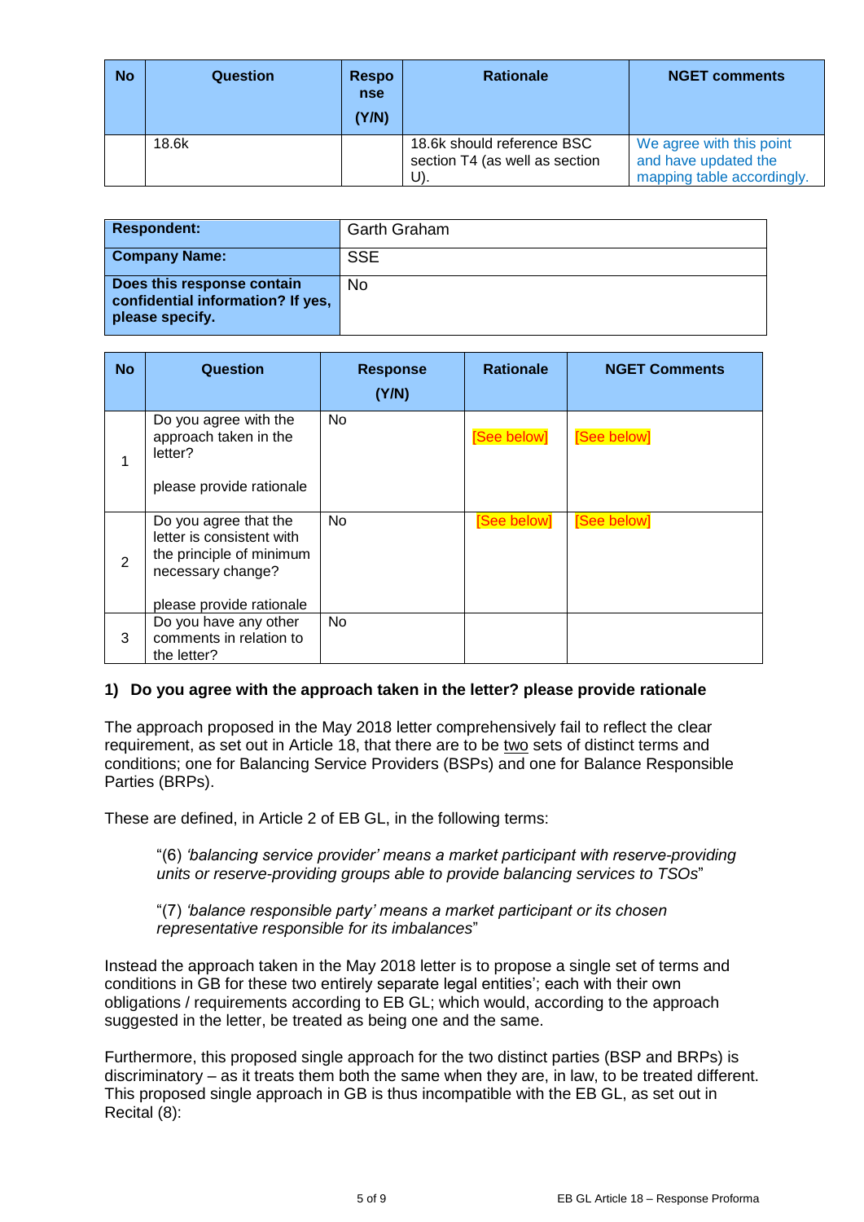| No | Question | Response (Y/N) | Rationale | NGET comments |
|---|---|---|---|---|
| | 18.6k | | 18.6k should reference BSC section T4 (as well as section U). | We agree with this point and have updated the mapping table accordingly. |

| **Respondent:** | Garth Graham |
|---|---|
| **Company Name:** | SSE |
| **Does this response contain confidential information? If yes, please specify.** | No |

| No | Question | Response (Y/N) | Rationale | NGET Comments |
|---|---|---|---|---|
| 1 | Do you agree with the approach taken in the letter?<br><br>please provide rationale | No | [See below] | [See below] |
| 2 | Do you agree that the letter is consistent with the principle of minimum necessary change?<br><br>please provide rationale | No | [See below] | [See below] |
| 3 | Do you have any other comments in relation to the letter? | No | | |

**1) Do you agree with the approach taken in the letter? please provide rationale**

The approach proposed in the May 2018 letter comprehensively fail to reflect the clear requirement, as set out in Article 18, that there are to be two sets of distinct terms and conditions; one for Balancing Service Providers (BSPs) and one for Balance Responsible Parties (BRPs).

These are defined, in Article 2 of EB GL, in the following terms:

> "(6) *'balancing service provider' means a market participant with reserve-providing units or reserve-providing groups able to provide balancing services to TSOs*"

> "(7) *'balance responsible party' means a market participant or its chosen representative responsible for its imbalances*"

Instead the approach taken in the May 2018 letter is to propose a single set of terms and conditions in GB for these two entirely separate legal entities'; each with their own obligations / requirements according to EB GL; which would, according to the approach suggested in the letter, be treated as being one and the same.

Furthermore, this proposed single approach for the two distinct parties (BSP and BRPs) is discriminatory – as it treats them both the same when they are, in law, to be treated different. This proposed single approach in GB is thus incompatible with the EB GL, as set out in Recital (8):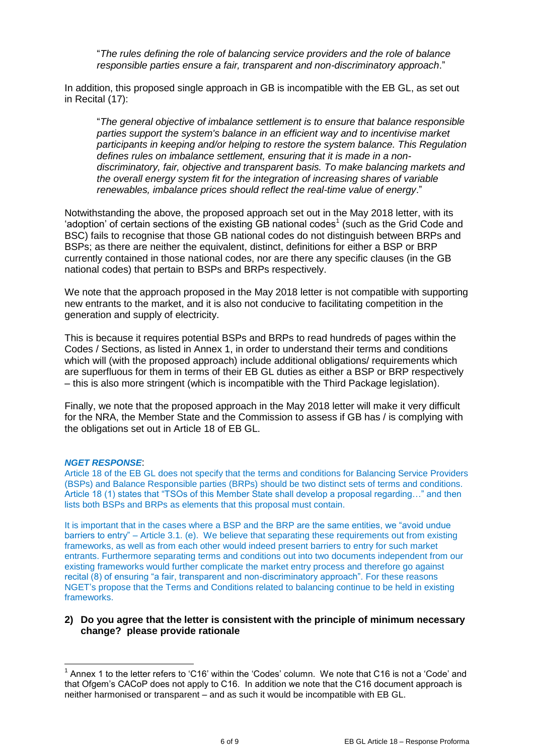> "*The rules defining the role of balancing service providers and the role of balance responsible parties ensure a fair, transparent and non-discriminatory approach*."

In addition, this proposed single approach in GB is incompatible with the EB GL, as set out in Recital (17):

> "*The general objective of imbalance settlement is to ensure that balance responsible parties support the system's balance in an efficient way and to incentivise market participants in keeping and/or helping to restore the system balance. This Regulation defines rules on imbalance settlement, ensuring that it is made in a non-discriminatory, fair, objective and transparent basis. To make balancing markets and the overall energy system fit for the integration of increasing shares of variable renewables, imbalance prices should reflect the real-time value of energy*."

Notwithstanding the above, the proposed approach set out in the May 2018 letter, with its 'adoption' of certain sections of the existing GB national codes[1] (such as the Grid Code and BSC) fails to recognise that those GB national codes do not distinguish between BRPs and BSPs; as there are neither the equivalent, distinct, definitions for either a BSP or BRP currently contained in those national codes, nor are there any specific clauses (in the GB national codes) that pertain to BSPs and BRPs respectively.

We note that the approach proposed in the May 2018 letter is not compatible with supporting new entrants to the market, and it is also not conducive to facilitating competition in the generation and supply of electricity.

This is because it requires potential BSPs and BRPs to read hundreds of pages within the Codes / Sections, as listed in Annex 1, in order to understand their terms and conditions which will (with the proposed approach) include additional obligations/ requirements which are superfluous for them in terms of their EB GL duties as either a BSP or BRP respectively – this is also more stringent (which is incompatible with the Third Package legislation).

Finally, we note that the proposed approach in the May 2018 letter will make it very difficult for the NRA, the Member State and the Commission to assess if GB has / is complying with the obligations set out in Article 18 of EB GL.

***NGET RESPONSE***:

Article 18 of the EB GL does not specify that the terms and conditions for Balancing Service Providers (BSPs) and Balance Responsible parties (BRPs) should be two distinct sets of terms and conditions. Article 18 (1) states that "TSOs of this Member State shall develop a proposal regarding…" and then lists both BSPs and BRPs as elements that this proposal must contain.

It is important that in the cases where a BSP and the BRP are the same entities, we "avoid undue barriers to entry" – Article 3.1. (e). We believe that separating these requirements out from existing frameworks, as well as from each other would indeed present barriers to entry for such market entrants. Furthermore separating terms and conditions out into two documents independent from our existing frameworks would further complicate the market entry process and therefore go against recital (8) of ensuring "a fair, transparent and non-discriminatory approach". For these reasons NGET's propose that the Terms and Conditions related to balancing continue to be held in existing frameworks.

**2) Do you agree that the letter is consistent with the principle of minimum necessary change? please provide rationale**

---

[1] Annex 1 to the letter refers to 'C16' within the 'Codes' column. We note that C16 is not a 'Code' and that Ofgem's CACoP does not apply to C16. In addition we note that the C16 document approach is neither harmonised or transparent – and as such it would be incompatible with EB GL.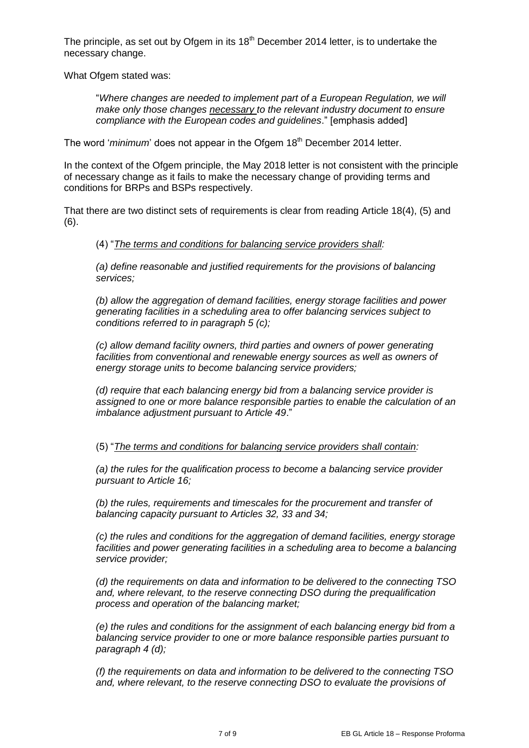The principle, as set out by Ofgem in its 18th December 2014 letter, is to undertake the necessary change.

What Ofgem stated was:

> "*Where changes are needed to implement part of a European Regulation, we will make only those changes necessary to the relevant industry document to ensure compliance with the European codes and guidelines*." [emphasis added]

The word '*minimum*' does not appear in the Ofgem 18th December 2014 letter.

In the context of the Ofgem principle, the May 2018 letter is not consistent with the principle of necessary change as it fails to make the necessary change of providing terms and conditions for BRPs and BSPs respectively.

That there are two distinct sets of requirements is clear from reading Article 18(4), (5) and (6).

> (4) "*The terms and conditions for balancing service providers shall:*
>
> *(a) define reasonable and justified requirements for the provisions of balancing services;*
>
> *(b) allow the aggregation of demand facilities, energy storage facilities and power generating facilities in a scheduling area to offer balancing services subject to conditions referred to in paragraph 5 (c);*
>
> *(c) allow demand facility owners, third parties and owners of power generating facilities from conventional and renewable energy sources as well as owners of energy storage units to become balancing service providers;*
>
> *(d) require that each balancing energy bid from a balancing service provider is assigned to one or more balance responsible parties to enable the calculation of an imbalance adjustment pursuant to Article 49*."

> (5) "*The terms and conditions for balancing service providers shall contain:*
>
> *(a) the rules for the qualification process to become a balancing service provider pursuant to Article 16;*
>
> *(b) the rules, requirements and timescales for the procurement and transfer of balancing capacity pursuant to Articles 32, 33 and 34;*
>
> *(c) the rules and conditions for the aggregation of demand facilities, energy storage facilities and power generating facilities in a scheduling area to become a balancing service provider;*
>
> *(d) the requirements on data and information to be delivered to the connecting TSO and, where relevant, to the reserve connecting DSO during the prequalification process and operation of the balancing market;*
>
> *(e) the rules and conditions for the assignment of each balancing energy bid from a balancing service provider to one or more balance responsible parties pursuant to paragraph 4 (d);*
>
> *(f) the requirements on data and information to be delivered to the connecting TSO and, where relevant, to the reserve connecting DSO to evaluate the provisions of*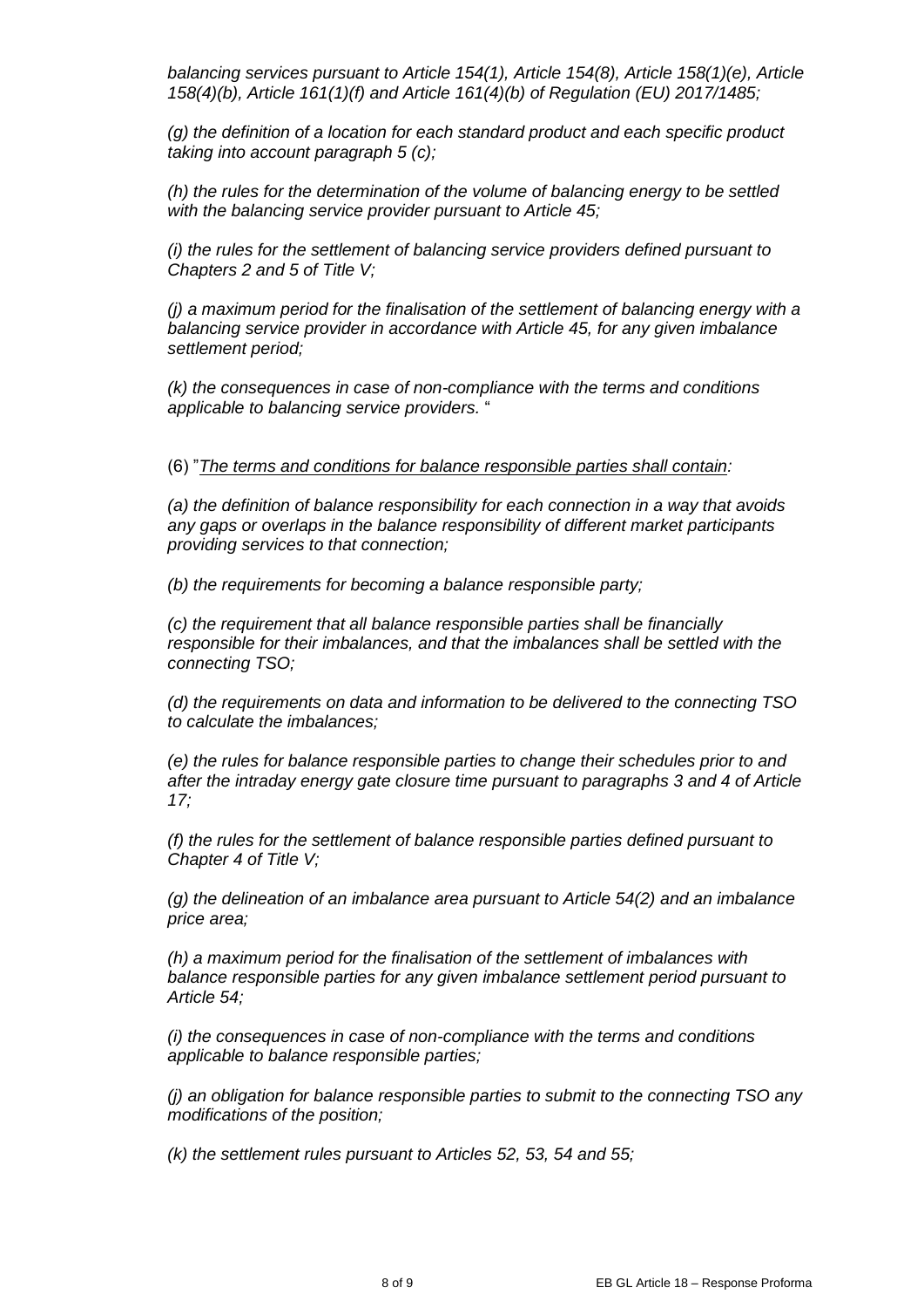*balancing services pursuant to Article 154(1), Article 154(8), Article 158(1)(e), Article 158(4)(b), Article 161(1)(f) and Article 161(4)(b) of Regulation (EU) 2017/1485;*

*(g) the definition of a location for each standard product and each specific product taking into account paragraph 5 (c);*

*(h) the rules for the determination of the volume of balancing energy to be settled with the balancing service provider pursuant to Article 45;*

*(i) the rules for the settlement of balancing service providers defined pursuant to Chapters 2 and 5 of Title V;*

*(j) a maximum period for the finalisation of the settlement of balancing energy with a balancing service provider in accordance with Article 45, for any given imbalance settlement period;*

*(k) the consequences in case of non-compliance with the terms and conditions applicable to balancing service providers.* "

(6) "*The terms and conditions for balance responsible parties shall contain:*

*(a) the definition of balance responsibility for each connection in a way that avoids any gaps or overlaps in the balance responsibility of different market participants providing services to that connection;*

*(b) the requirements for becoming a balance responsible party;*

*(c) the requirement that all balance responsible parties shall be financially responsible for their imbalances, and that the imbalances shall be settled with the connecting TSO;*

*(d) the requirements on data and information to be delivered to the connecting TSO to calculate the imbalances;*

*(e) the rules for balance responsible parties to change their schedules prior to and after the intraday energy gate closure time pursuant to paragraphs 3 and 4 of Article 17;*

*(f) the rules for the settlement of balance responsible parties defined pursuant to Chapter 4 of Title V;*

*(g) the delineation of an imbalance area pursuant to Article 54(2) and an imbalance price area;*

*(h) a maximum period for the finalisation of the settlement of imbalances with balance responsible parties for any given imbalance settlement period pursuant to Article 54;*

*(i) the consequences in case of non-compliance with the terms and conditions applicable to balance responsible parties;*

*(j) an obligation for balance responsible parties to submit to the connecting TSO any modifications of the position;*

*(k) the settlement rules pursuant to Articles 52, 53, 54 and 55;*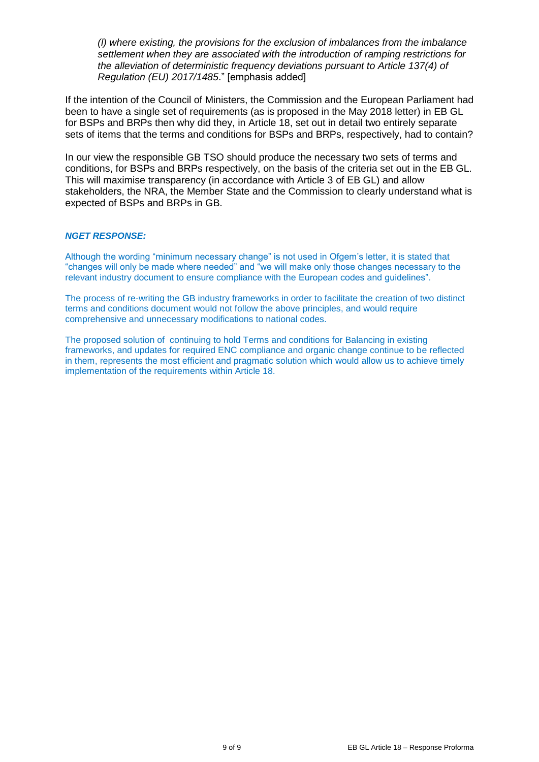*(l) where existing, the provisions for the exclusion of imbalances from the imbalance settlement when they are associated with the introduction of ramping restrictions for the alleviation of deterministic frequency deviations pursuant to Article 137(4) of Regulation (EU) 2017/1485*." [emphasis added]

If the intention of the Council of Ministers, the Commission and the European Parliament had been to have a single set of requirements (as is proposed in the May 2018 letter) in EB GL for BSPs and BRPs then why did they, in Article 18, set out in detail two entirely separate sets of items that the terms and conditions for BSPs and BRPs, respectively, had to contain?

In our view the responsible GB TSO should produce the necessary two sets of terms and conditions, for BSPs and BRPs respectively, on the basis of the criteria set out in the EB GL. This will maximise transparency (in accordance with Article 3 of EB GL) and allow stakeholders, the NRA, the Member State and the Commission to clearly understand what is expected of BSPs and BRPs in GB.

***NGET RESPONSE:***

Although the wording "minimum necessary change" is not used in Ofgem's letter, it is stated that "changes will only be made where needed" and "we will make only those changes necessary to the relevant industry document to ensure compliance with the European codes and guidelines".

The process of re-writing the GB industry frameworks in order to facilitate the creation of two distinct terms and conditions document would not follow the above principles, and would require comprehensive and unnecessary modifications to national codes.

The proposed solution of continuing to hold Terms and conditions for Balancing in existing frameworks, and updates for required ENC compliance and organic change continue to be reflected in them, represents the most efficient and pragmatic solution which would allow us to achieve timely implementation of the requirements within Article 18.